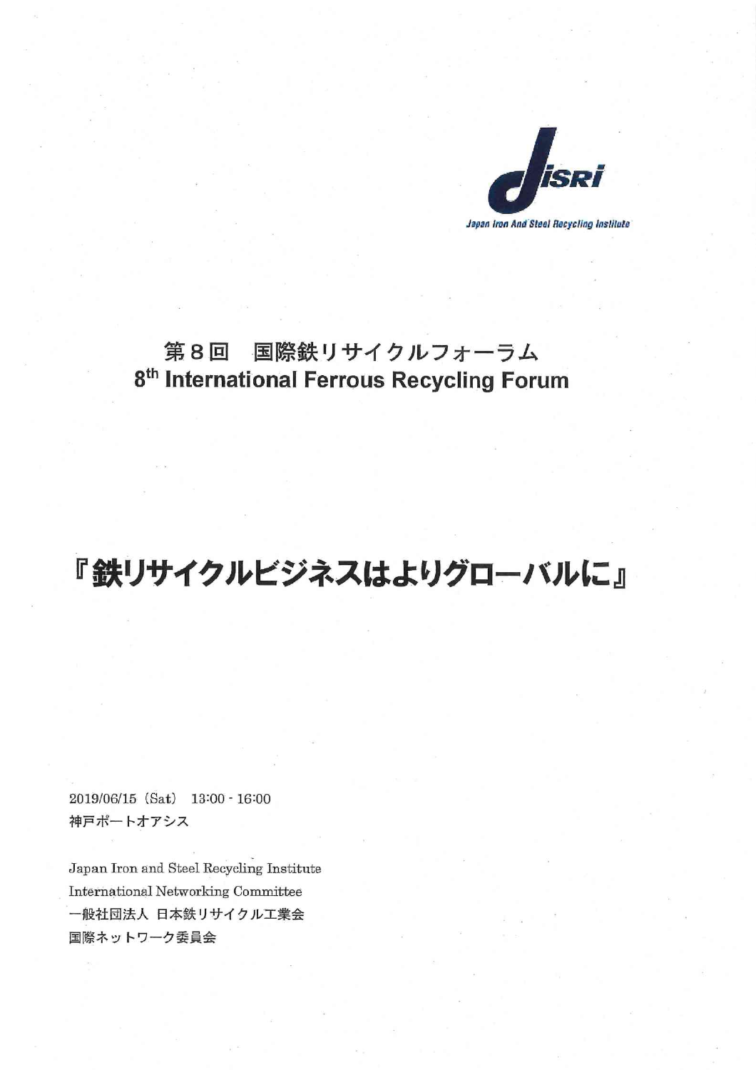JISRI

Japan Iron And Steel Recycling Institute

# 第８回　国際鉄リサイクルフォーラム
# 8th International Ferrous Recycling Forum

## 『鉄リサイクルビジネスはよりグローバルに』

2019/06/15（Sat） 13:00 - 16:00

神戸ポートオアシス

Japan Iron and Steel Recycling Institute

International Networking Committee

一般社団法人 日本鉄リサイクル工業会

国際ネットワーク委員会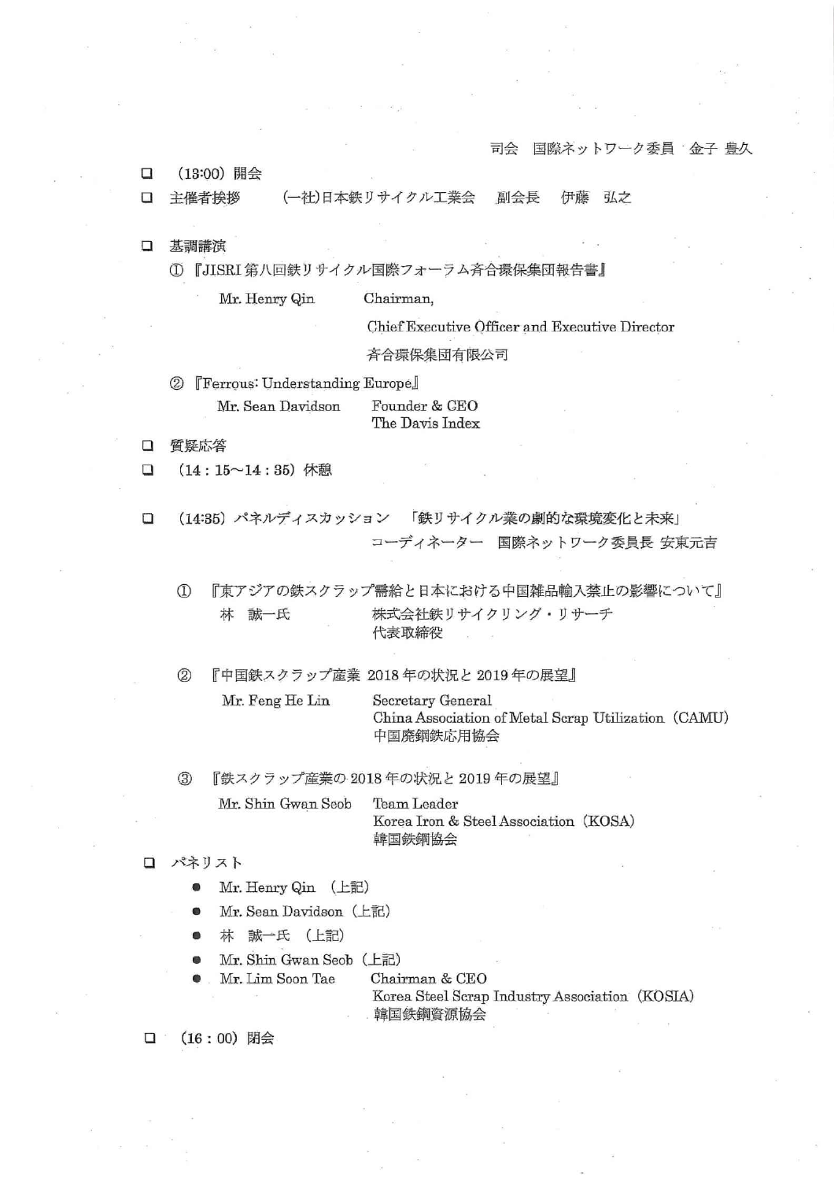司会　国際ネットワーク委員　金子 豊久

- ❑ （13:00）開会
- ❑ 主催者挨拶　　(一社)日本鉄リサイクル工業会　副会長　伊藤　弘之

- ❑ 基調講演
  - ①『JISRI 第八回鉄リサイクル国際フォーラム斉合環保集団報告書』
    - Mr. Henry Qin　　Chairman, Chief Executive Officer and Executive Director　斉合環保集団有限公司
  - ②『Ferrous: Understanding Europe』
    - Mr. Sean Davidson　　Founder & CEO　The Davis Index
- ❑ 質疑応答
- ❑ （14：15～14：35）休憩

- ❑ （14:35）パネルディスカッション　「鉄リサイクル業の劇的な環境変化と未来」
  - コーディネーター　国際ネットワーク委員長 安東元吉
  - ①『東アジアの鉄スクラップ需給と日本における中国雑品輸入禁止の影響について』
    - 林　誠一氏　　株式会社鉄リサイクリング・リサーチ　代表取締役
  - ②『中国鉄スクラップ産業 2018 年の状況と 2019 年の展望』
    - Mr. Feng He Lin　　Secretary General　China Association of Metal Scrap Utilization（CAMU）　中国廃鋼鉄応用協会
  - ③『鉄スクラップ産業の 2018 年の状況と 2019 年の展望』
    - Mr. Shin Gwan Seob　　Team Leader　Korea Iron & Steel Association（KOSA）　韓国鉄鋼協会
- ❑ パネリスト
  - Mr. Henry Qin（上記）
  - Mr. Sean Davidson（上記）
  - 林　誠一氏（上記）
  - Mr. Shin Gwan Seob（上記）
  - Mr. Lim Soon Tae　　Chairman & CEO　Korea Steel Scrap Industry Association（KOSIA）　韓国鉄鋼資源協会
- ❑ （16：00）閉会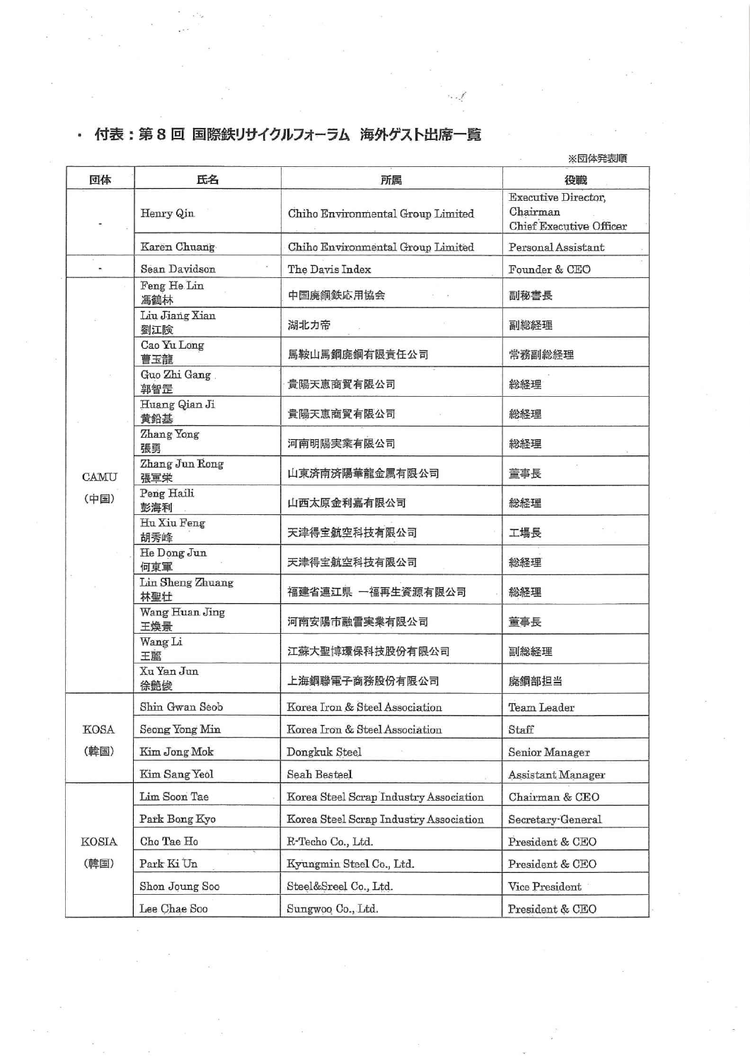・ 付表：第8回 国際鉄リサイクルフォーラム 海外ゲスト出席一覧

※団体発表順

| 団体 | 氏名 | 所属 | 役職 |
| --- | --- | --- | --- |
| - | Henry Qin | Chiho Environmental Group Limited | Executive Director, Chairman Chief Executive Officer |
| | Karen Chuang | Chiho Environmental Group Limited | Personal Assistant |
| - | Sean Davidson | The Davis Index | Founder & CEO |
| CAMU (中国) | Feng He Lin 馮鶴林 | 中国廃鋼鉄応用協会 | 副秘書長 |
| | Liu Jiang Xian 劉江険 | 湖北力帝 | 副総経理 |
| | Cao Yu Long 曹玉龍 | 馬鞍山馬鋼廃鋼有限責任公司 | 常務副総経理 |
| | Guo Zhi Gang 郭智罡 | 貴陽天惠商貿有限公司 | 総経理 |
| | Huang Qian Ji 黄鉛基 | 貴陽天惠商貿有限公司 | 総経理 |
| | Zhang Yong 張勇 | 河南明陽実業有限公司 | 総経理 |
| | Zhang Jun Rong 張軍栄 | 山東済南済陽華龍金属有限公司 | 董事長 |
| | Peng Haili 彭海利 | 山西太原金利嘉有限公司 | 総経理 |
| | Hu Xiu Feng 胡秀峰 | 天津得宝航空科技有限公司 | 工場長 |
| | He Dong Jun 何東軍 | 天津得宝航空科技有限公司 | 総経理 |
| | Lin Sheng Zhuang 林聖壮 | 福建省連江県 一福再生資源有限公司 | 総経理 |
| | Wang Huan Jing 王煥景 | 河南安陽市融雪実業有限公司 | 董事長 |
| | Wang Li 王麗 | 江蘇大聖博環保科技股份有限公司 | 副総経理 |
| | Xu Yan Jun 徐艶俊 | 上海鋼聯電子商務股份有限公司 | 廃鋼部担当 |
| KOSA (韓国) | Shin Gwan Seob | Korea Iron & Steel Association | Team Leader |
| | Seong Yong Min | Korea Iron & Steel Association | Staff |
| | Kim Jong Mok | Dongkuk Steel | Senior Manager |
| | Kim Sang Yeol | Seah Besteel | Assistant Manager |
| KOSIA (韓国) | Lim Soon Tae | Korea Steel Scrap Industry Association | Chairman & CEO |
| | Park Bong Kyo | Korea Steel Scrap Industry Association | Secretary-General |
| | Cho Tae Ho | R-Techo Co., Ltd. | President & CEO |
| | Park Ki Un | Kyungmin Steel Co., Ltd. | President & CEO |
| | Shon Joung Soo | Steel&Sreel Co., Ltd. | Vice President |
| | Lee Chae Soo | Sungwoo Co., Ltd. | President & CEO |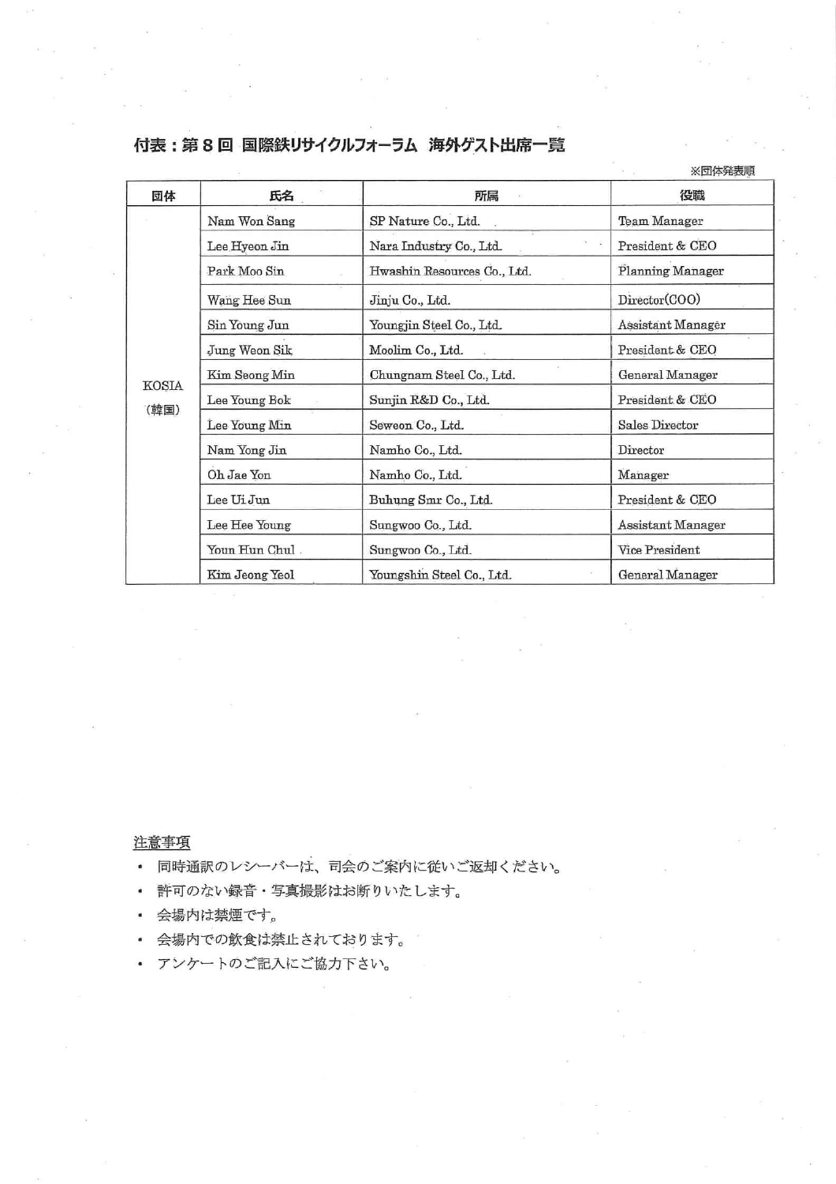## 付表：第８回 国際鉄リサイクルフォーラム 海外ゲスト出席一覧

※団体発表順

| 団体 | 氏名 | 所属 | 役職 |
|---|---|---|---|
| KOSIA（韓国） | Nam Won Sang | SP Nature Co., Ltd. | Team Manager |
| | Lee Hyeon Jin | Nara Industry Co., Ltd. | President & CEO |
| | Park Moo Sin | Hwashin Resources Co., Ltd. | Planning Manager |
| | Wang Hee Sun | Jinju Co., Ltd. | Director(COO) |
| | Sin Young Jun | Youngjin Steel Co., Ltd. | Assistant Manager |
| | Jung Weon Sik | Moolim Co., Ltd. | President & CEO |
| | Kim Seong Min | Chungnam Steel Co., Ltd. | General Manager |
| | Lee Young Bok | Sunjin R&D Co., Ltd. | President & CEO |
| | Lee Young Min | Seweon Co., Ltd. | Sales Director |
| | Nam Yong Jin | Namho Co., Ltd. | Director |
| | Oh Jae Yon | Namho Co., Ltd. | Manager |
| | Lee Ui Jun | Buhung Smr Co., Ltd. | President & CEO |
| | Lee Hee Young | Sungwoo Co., Ltd. | Assistant Manager |
| | Youn Hun Chul | Sungwoo Co., Ltd. | Vice President |
| | Kim Jeong Yeol | Youngshin Steel Co., Ltd. | General Manager |

注意事項

- 同時通訳のレシーバーは、司会のご案内に従いご返却ください。
- 許可のない録音・写真撮影はお断りいたします。
- 会場内は禁煙です。
- 会場内での飲食は禁止されております。
- アンケートのご記入にご協力下さい。